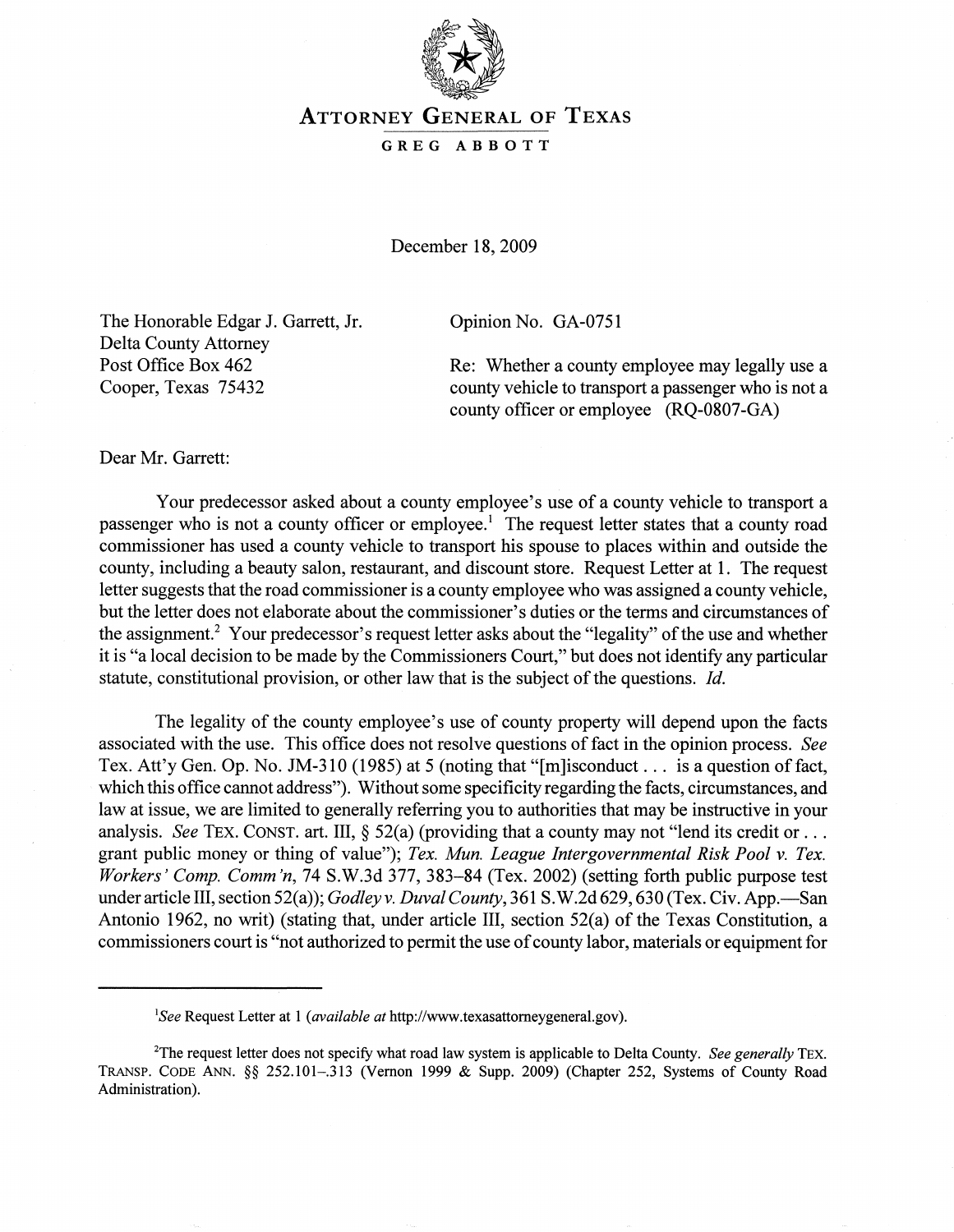# ATTORNEY GENERAL OF TEXAS

**GREG ABBOTT**

December 18, 2009

The Honorable Edgar J. Garrett, Jr.
Delta County Attorney
Post Office Box 462
Cooper, Texas 75432

Opinion No. GA-0751

Re: Whether a county employee may legally use a county vehicle to transport a passenger who is not a county officer or employee (RQ-0807-GA)

Dear Mr. Garrett:

Your predecessor asked about a county employee's use of a county vehicle to transport a passenger who is not a county officer or employee.[1] The request letter states that a county road commissioner has used a county vehicle to transport his spouse to places within and outside the county, including a beauty salon, restaurant, and discount store. Request Letter at 1. The request letter suggests that the road commissioner is a county employee who was assigned a county vehicle, but the letter does not elaborate about the commissioner's duties or the terms and circumstances of the assignment.[2] Your predecessor's request letter asks about the "legality" of the use and whether it is "a local decision to be made by the Commissioners Court," but does not identify any particular statute, constitutional provision, or other law that is the subject of the questions. *Id.*

The legality of the county employee's use of county property will depend upon the facts associated with the use. This office does not resolve questions of fact in the opinion process. *See* Tex. Att'y Gen. Op. No. JM-310 (1985) at 5 (noting that "[m]isconduct . . . is a question of fact, which this office cannot address"). Without some specificity regarding the facts, circumstances, and law at issue, we are limited to generally referring you to authorities that may be instructive in your analysis. *See* TEX. CONST. art. III, § 52(a) (providing that a county may not "lend its credit or . . . grant public money or thing of value"); *Tex. Mun. League Intergovernmental Risk Pool v. Tex. Workers' Comp. Comm'n*, 74 S.W.3d 377, 383–84 (Tex. 2002) (setting forth public purpose test under article III, section 52(a)); *Godley v. Duval County*, 361 S.W.2d 629, 630 (Tex. Civ. App.—San Antonio 1962, no writ) (stating that, under article III, section 52(a) of the Texas Constitution, a commissioners court is "not authorized to permit the use of county labor, materials or equipment for

---

[1] *See* Request Letter at 1 (*available at* http://www.texasattorneygeneral.gov).

[2] The request letter does not specify what road law system is applicable to Delta County. *See generally* TEX. TRANSP. CODE ANN. §§ 252.101–.313 (Vernon 1999 & Supp. 2009) (Chapter 252, Systems of County Road Administration).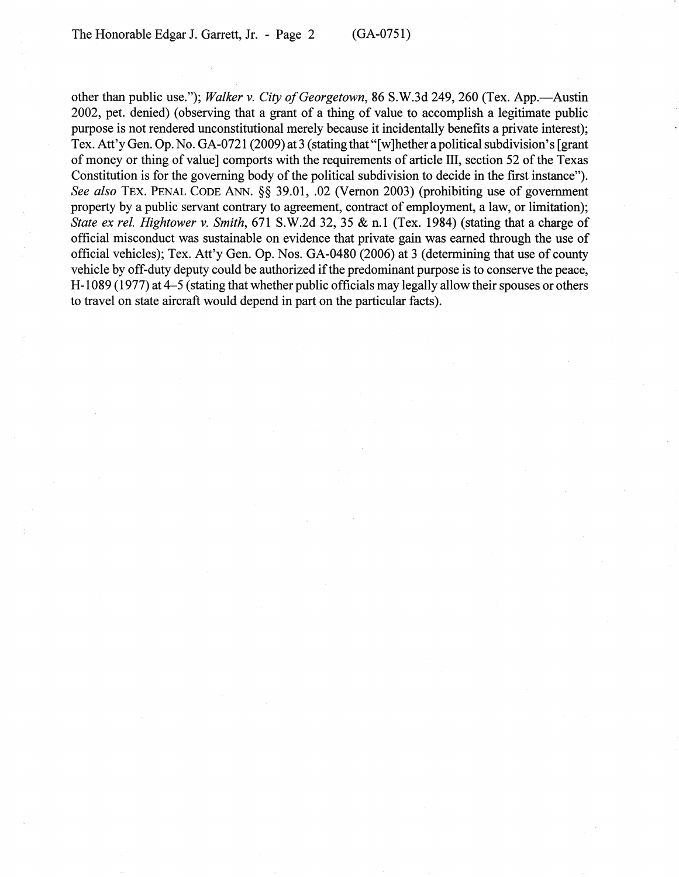other than public use."); *Walker v. City of Georgetown*, 86 S.W.3d 249, 260 (Tex. App.—Austin 2002, pet. denied) (observing that a grant of a thing of value to accomplish a legitimate public purpose is not rendered unconstitutional merely because it incidentally benefits a private interest); Tex. Att'y Gen. Op. No. GA-0721 (2009) at 3 (stating that "[w]hether a political subdivision's [grant of money or thing of value] comports with the requirements of article III, section 52 of the Texas Constitution is for the governing body of the political subdivision to decide in the first instance"). *See also* TEX. PENAL CODE ANN. §§ 39.01, .02 (Vernon 2003) (prohibiting use of government property by a public servant contrary to agreement, contract of employment, a law, or limitation); *State ex rel. Hightower v. Smith*, 671 S.W.2d 32, 35 & n.1 (Tex. 1984) (stating that a charge of official misconduct was sustainable on evidence that private gain was earned through the use of official vehicles); Tex. Att'y Gen. Op. Nos. GA-0480 (2006) at 3 (determining that use of county vehicle by off-duty deputy could be authorized if the predominant purpose is to conserve the peace, H-1089 (1977) at 4–5 (stating that whether public officials may legally allow their spouses or others to travel on state aircraft would depend in part on the particular facts).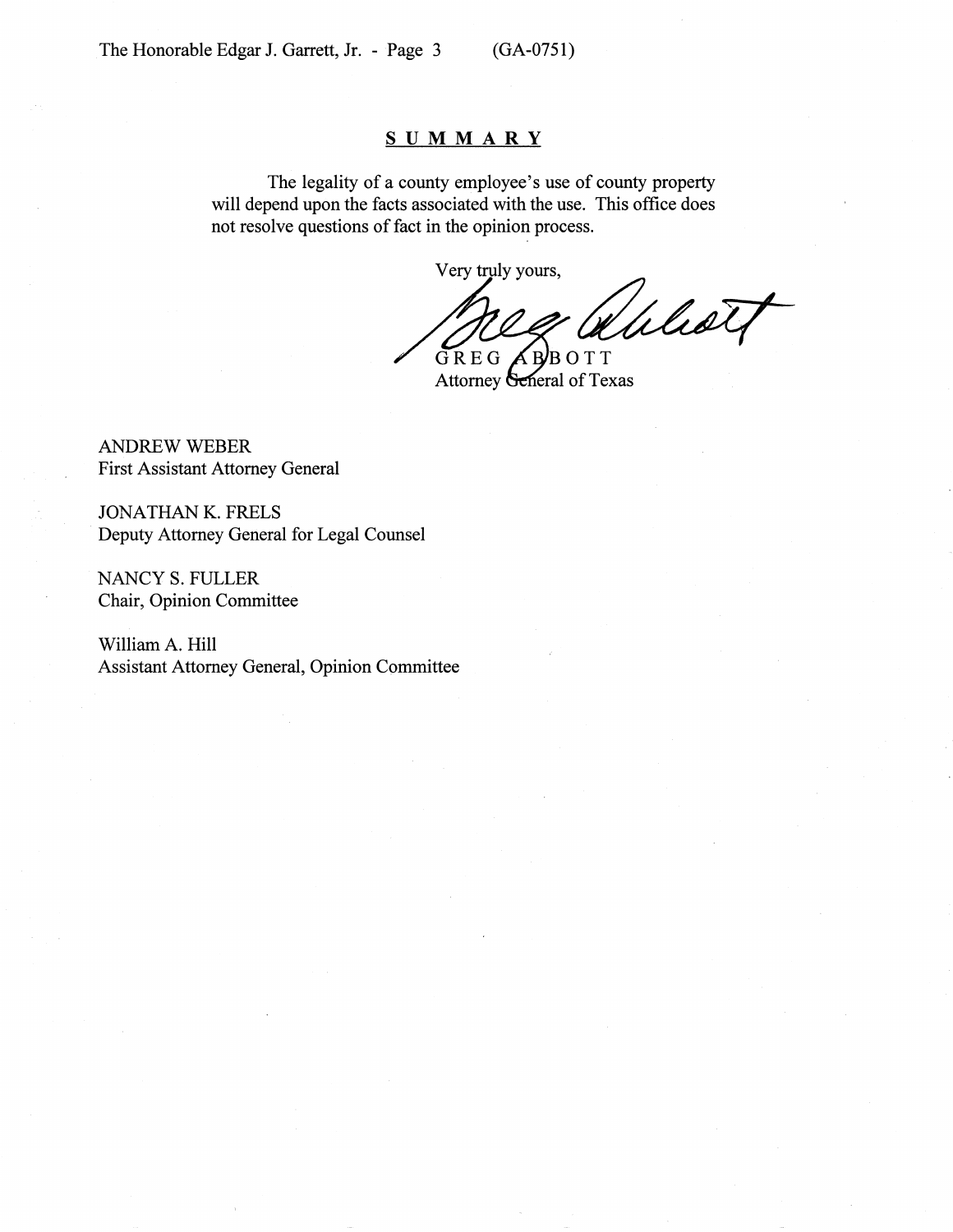## SUMMARY

The legality of a county employee's use of county property will depend upon the facts associated with the use. This office does not resolve questions of fact in the opinion process.

Very truly yours,

GREG ABBOTT
Attorney General of Texas

ANDREW WEBER
First Assistant Attorney General

JONATHAN K. FRELS
Deputy Attorney General for Legal Counsel

NANCY S. FULLER
Chair, Opinion Committee

William A. Hill
Assistant Attorney General, Opinion Committee